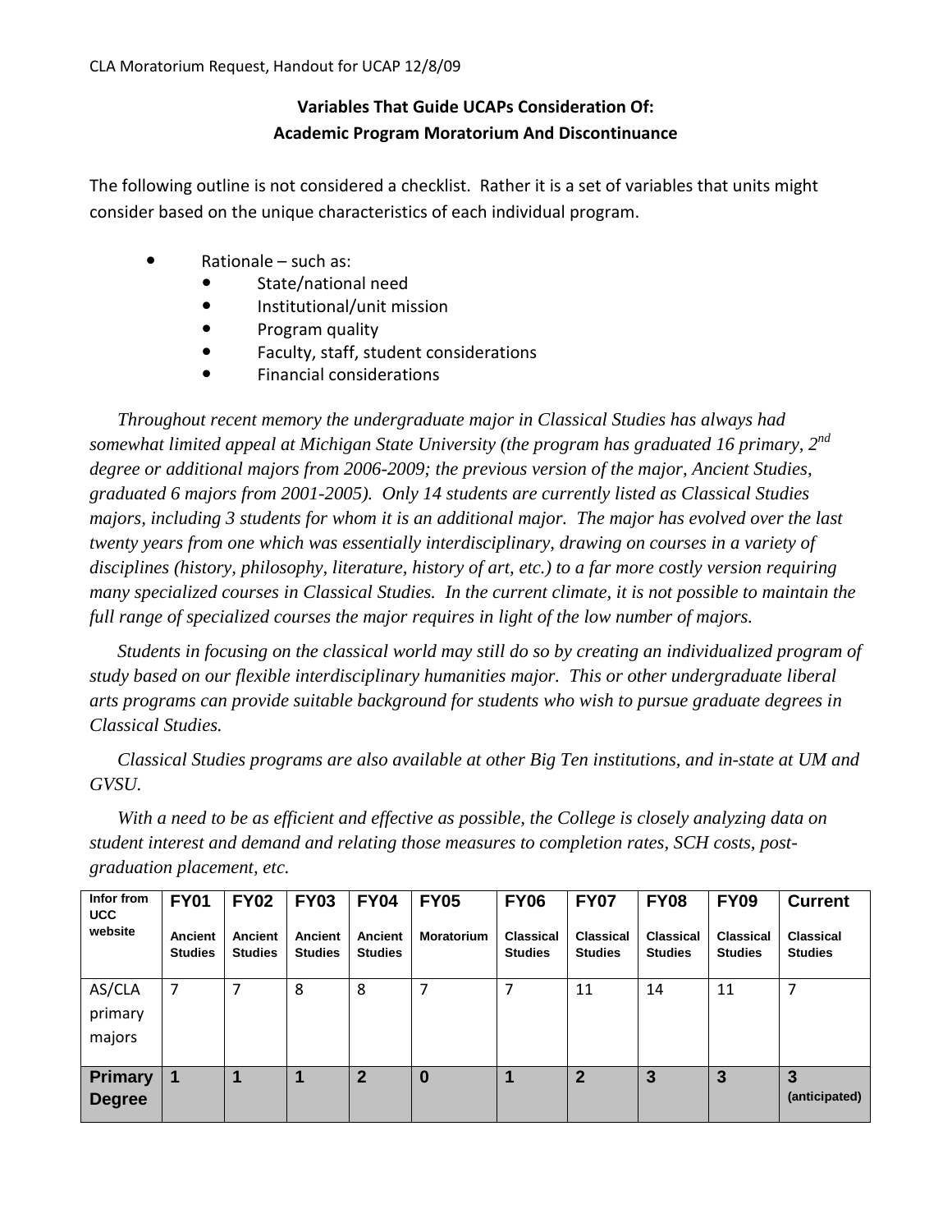CLA Moratorium Request, Handout for UCAP 12/8/09

**Variables That Guide UCAPs Consideration Of:**
**Academic Program Moratorium And Discontinuance**

The following outline is not considered a checklist. Rather it is a set of variables that units might consider based on the unique characteristics of each individual program.

- Rationale – such as:
  - State/national need
  - Institutional/unit mission
  - Program quality
  - Faculty, staff, student considerations
  - Financial considerations

*Throughout recent memory the undergraduate major in Classical Studies has always had somewhat limited appeal at Michigan State University (the program has graduated 16 primary, 2nd degree or additional majors from 2006-2009; the previous version of the major, Ancient Studies, graduated 6 majors from 2001-2005). Only 14 students are currently listed as Classical Studies majors, including 3 students for whom it is an additional major. The major has evolved over the last twenty years from one which was essentially interdisciplinary, drawing on courses in a variety of disciplines (history, philosophy, literature, history of art, etc.) to a far more costly version requiring many specialized courses in Classical Studies. In the current climate, it is not possible to maintain the full range of specialized courses the major requires in light of the low number of majors.*

*Students in focusing on the classical world may still do so by creating an individualized program of study based on our flexible interdisciplinary humanities major. This or other undergraduate liberal arts programs can provide suitable background for students who wish to pursue graduate degrees in Classical Studies.*

*Classical Studies programs are also available at other Big Ten institutions, and in-state at UM and GVSU.*

*With a need to be as efficient and effective as possible, the College is closely analyzing data on student interest and demand and relating those measures to completion rates, SCH costs, post-graduation placement, etc.*

| Infor from UCC website | FY01 Ancient Studies | FY02 Ancient Studies | FY03 Ancient Studies | FY04 Ancient Studies | FY05 Moratorium | FY06 Classical Studies | FY07 Classical Studies | FY08 Classical Studies | FY09 Classical Studies | Current Classical Studies |
|---|---|---|---|---|---|---|---|---|---|---|
| AS/CLA primary majors | 7 | 7 | 8 | 8 | 7 | 7 | 11 | 14 | 11 | 7 |
| **Primary Degree** | **1** | **1** | **1** | **2** | **0** | **1** | **2** | **3** | **3** | **3** (anticipated) |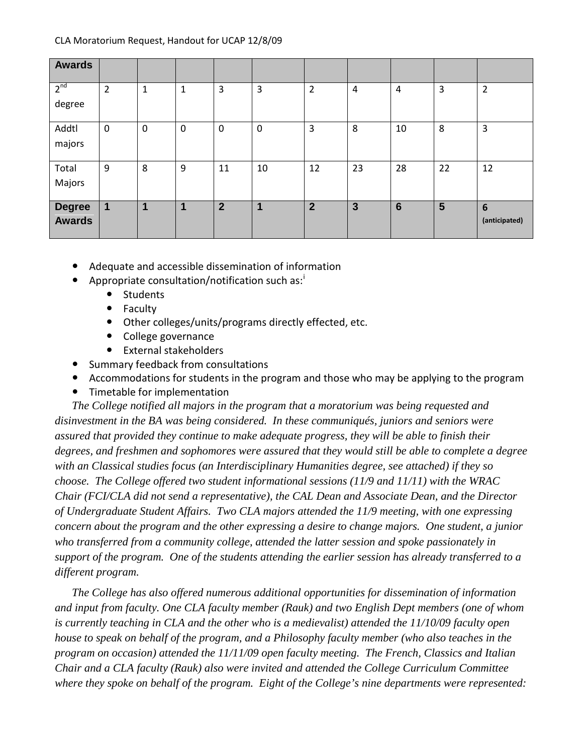| Awards | | | | | | | | | | |
|---|---|---|---|---|---|---|---|---|---|---|
| 2nd degree | 2 | 1 | 1 | 3 | 3 | 2 | 4 | 4 | 3 | 2 |
| Addtl majors | 0 | 0 | 0 | 0 | 0 | 3 | 8 | 10 | 8 | 3 |
| Total Majors | 9 | 8 | 9 | 11 | 10 | 12 | 23 | 28 | 22 | 12 |
| **Degree Awards** | **1** | **1** | **1** | **2** | **1** | **2** | **3** | **6** | **5** | **6 (anticipated)** |

- Adequate and accessible dissemination of information
- Appropriate consultation/notification such as:[i]
  - Students
  - Faculty
  - Other colleges/units/programs directly effected, etc.
  - College governance
  - External stakeholders
- Summary feedback from consultations
- Accommodations for students in the program and those who may be applying to the program
- Timetable for implementation

*The College notified all majors in the program that a moratorium was being requested and disinvestment in the BA was being considered. In these communiqués, juniors and seniors were assured that provided they continue to make adequate progress, they will be able to finish their degrees, and freshmen and sophomores were assured that they would still be able to complete a degree with an Classical studies focus (an Interdisciplinary Humanities degree, see attached) if they so choose. The College offered two student informational sessions (11/9 and 11/11) with the WRAC Chair (FCI/CLA did not send a representative), the CAL Dean and Associate Dean, and the Director of Undergraduate Student Affairs. Two CLA majors attended the 11/9 meeting, with one expressing concern about the program and the other expressing a desire to change majors. One student, a junior who transferred from a community college, attended the latter session and spoke passionately in support of the program. One of the students attending the earlier session has already transferred to a different program.*

*The College has also offered numerous additional opportunities for dissemination of information and input from faculty. One CLA faculty member (Rauk) and two English Dept members (one of whom is currently teaching in CLA and the other who is a medievalist) attended the 11/10/09 faculty open house to speak on behalf of the program, and a Philosophy faculty member (who also teaches in the program on occasion) attended the 11/11/09 open faculty meeting. The French, Classics and Italian Chair and a CLA faculty (Rauk) also were invited and attended the College Curriculum Committee where they spoke on behalf of the program. Eight of the College's nine departments were represented:*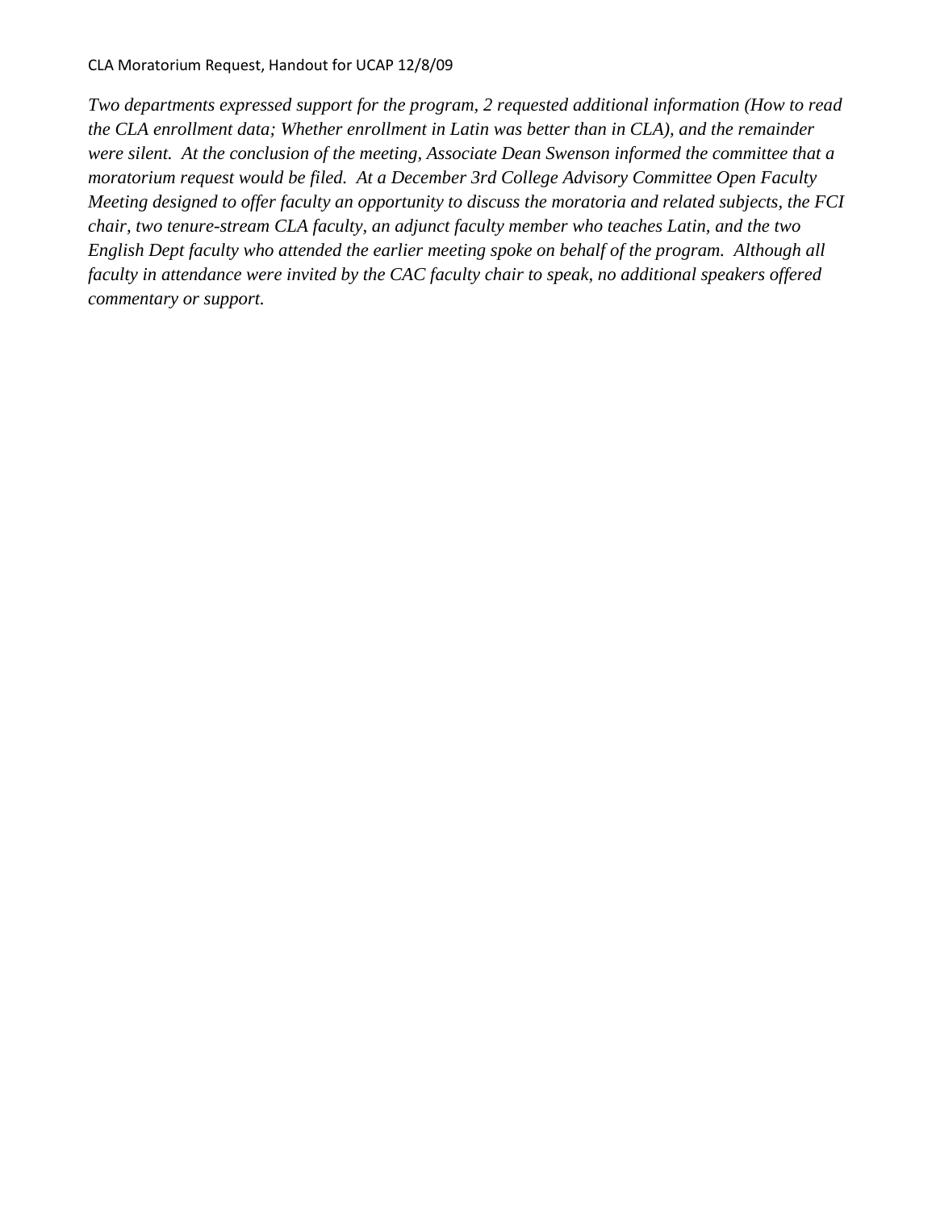*Two departments expressed support for the program, 2 requested additional information (How to read the CLA enrollment data; Whether enrollment in Latin was better than in CLA), and the remainder were silent. At the conclusion of the meeting, Associate Dean Swenson informed the committee that a moratorium request would be filed. At a December 3rd College Advisory Committee Open Faculty Meeting designed to offer faculty an opportunity to discuss the moratoria and related subjects, the FCI chair, two tenure-stream CLA faculty, an adjunct faculty member who teaches Latin, and the two English Dept faculty who attended the earlier meeting spoke on behalf of the program. Although all faculty in attendance were invited by the CAC faculty chair to speak, no additional speakers offered commentary or support.*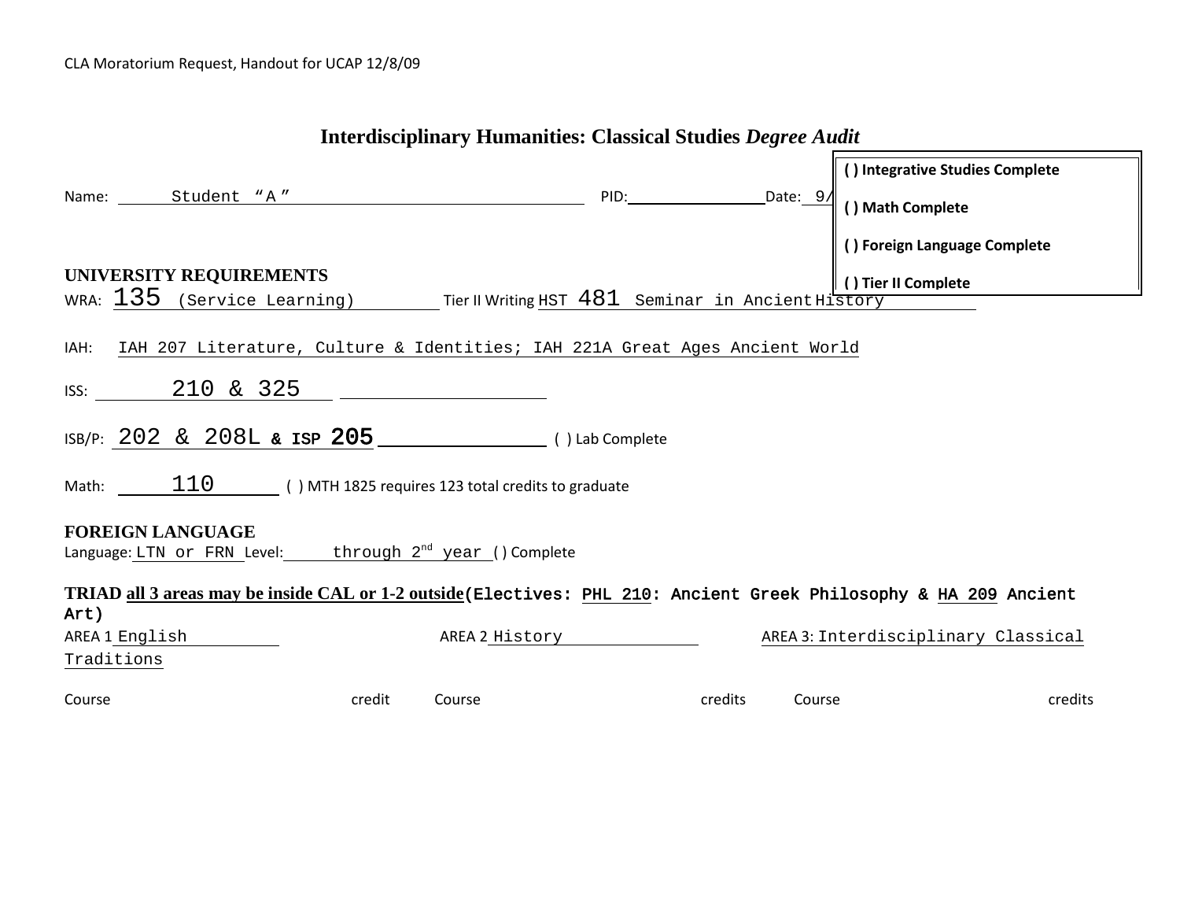CLA Moratorium Request, Handout for UCAP 12/8/09

# Interdisciplinary Humanities: Classical Studies *Degree Audit*

- ( ) Integrative Studies Complete
- ( ) Math Complete
- ( ) Foreign Language Complete
- ( ) Tier II Complete

Name: Student "A" PID: Date: 9/

**UNIVERSITY REQUIREMENTS**

WRA: 135 (Service Learning) Tier II Writing HST 481 Seminar in Ancient History

IAH: IAH 207 Literature, Culture & Identities; IAH 221A Great Ages Ancient World

ISS: 210 & 325

ISB/P: 202 & 208L & ISP 205 ( ) Lab Complete

Math: 110 ( ) MTH 1825 requires 123 total credits to graduate

**FOREIGN LANGUAGE**

Language: LTN or FRN Level: through 2nd year ( ) Complete

**TRIAD** **all 3 areas may be inside CAL or 1-2 outside** (Electives: PHL 210: Ancient Greek Philosophy & HA 209 Ancient Art)

AREA 1 English AREA 2 History AREA 3: Interdisciplinary Classical Traditions

| Course | credit | Course | credits | Course | credits |
|---|---|---|---|---|---|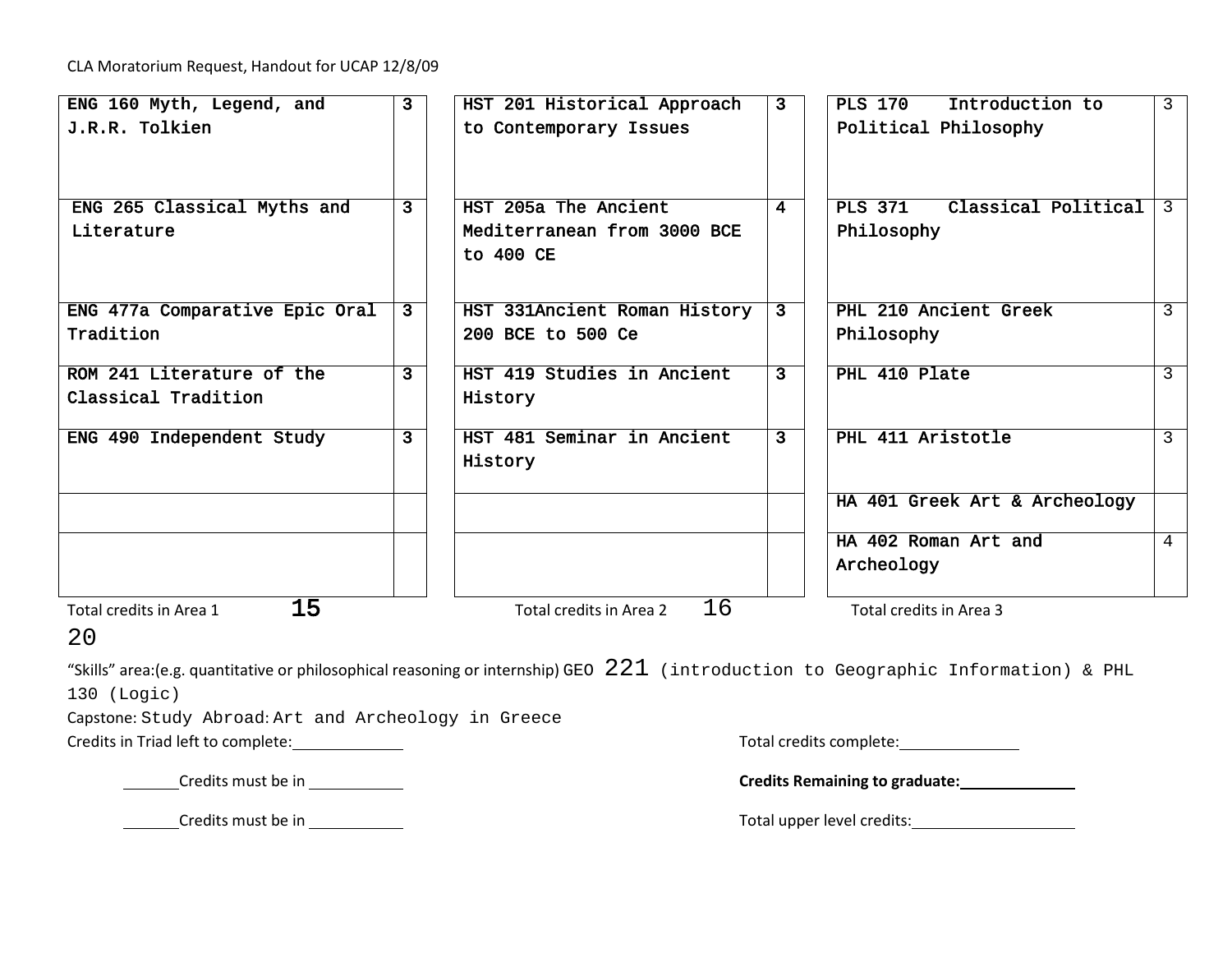CLA Moratorium Request, Handout for UCAP 12/8/09

| Area 1 | | Area 2 | | Area 3 | |
|---|---|---|---|---|---|
| ENG 160 Myth, Legend, and J.R.R. Tolkien | 3 | HST 201 Historical Approach to Contemporary Issues | 3 | PLS 170 Introduction to Political Philosophy | 3 |
| ENG 265 Classical Myths and Literature | 3 | HST 205a The Ancient Mediterranean from 3000 BCE to 400 CE | 4 | PLS 371 Classical Political Philosophy | 3 |
| ENG 477a Comparative Epic Oral Tradition | 3 | HST 331Ancient Roman History 200 BCE to 500 Ce | 3 | PHL 210 Ancient Greek Philosophy | 3 |
| ROM 241 Literature of the Classical Tradition | 3 | HST 419 Studies in Ancient History | 3 | PHL 410 Plate | 3 |
| ENG 490 Independent Study | 3 | HST 481 Seminar in Ancient History | 3 | PHL 411 Aristotle | 3 |
| | | | | HA 401 Greek Art & Archeology | |
| | | | | HA 402 Roman Art and Archeology | 4 |

Total credits in Area 1 15

Total credits in Area 2 16

Total credits in Area 3 20

"Skills" area:(e.g. quantitative or philosophical reasoning or internship) GEO 221 (introduction to Geographic Information) & PHL 130 (Logic)

Capstone: Study Abroad: Art and Archeology in Greece

Credits in Triad left to complete:\_\_\_\_\_\_\_\_\_\_

\_\_\_\_\_ Credits must be in \_\_\_\_\_\_\_\_\_\_

\_\_\_\_\_ Credits must be in \_\_\_\_\_\_\_\_\_\_

Total credits complete:\_\_\_\_\_\_\_\_\_\_

**Credits Remaining to graduate:\_\_\_\_\_\_\_\_\_\_**

Total upper level credits:\_\_\_\_\_\_\_\_\_\_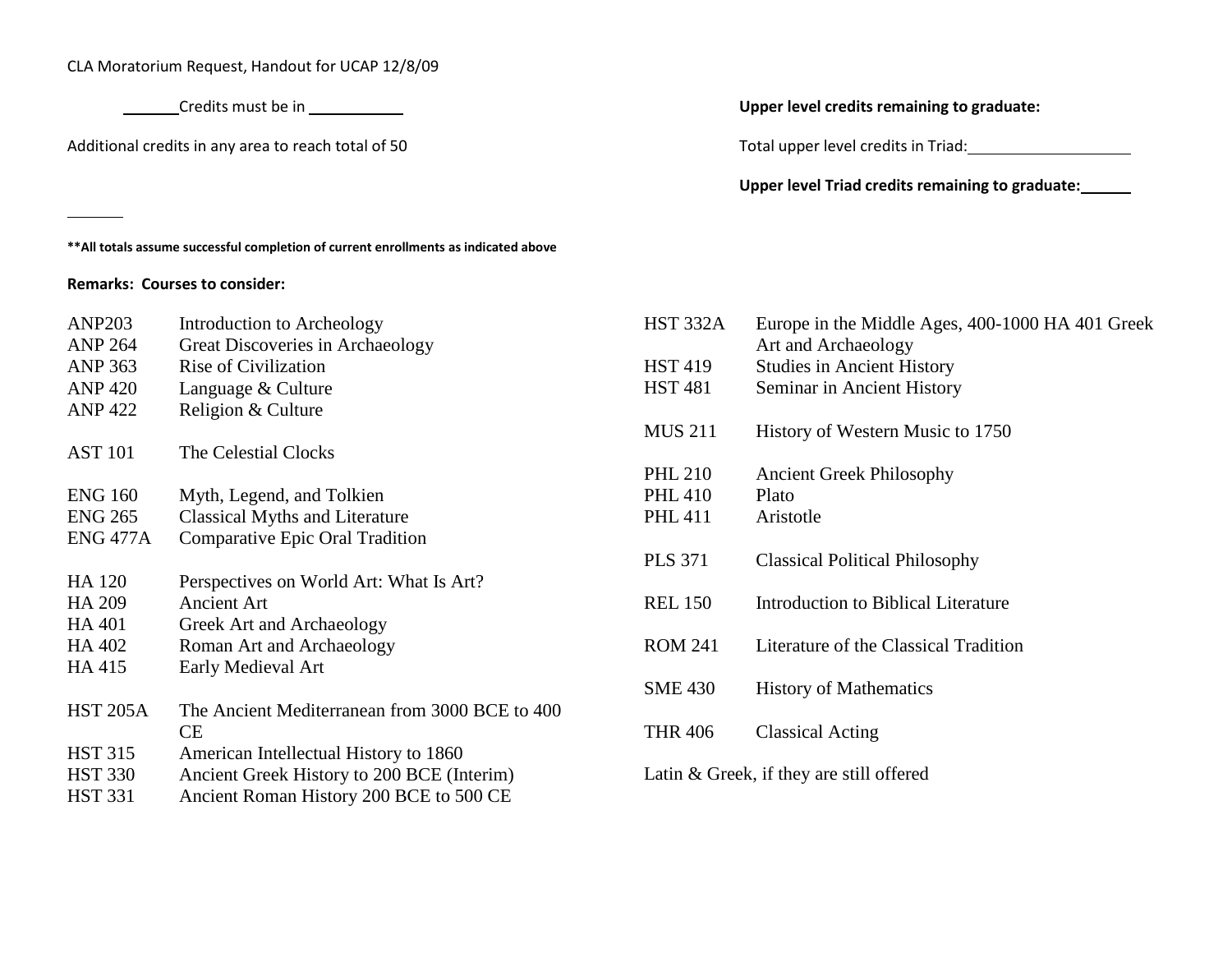CLA Moratorium Request, Handout for UCAP 12/8/09

______Credits must be in __________

Additional credits in any area to reach total of 50

**Upper level credits remaining to graduate:**

Total upper level credits in Triad: __________________

**Upper level Triad credits remaining to graduate: ______**

**\*\*All totals assume successful completion of current enrollments as indicated above**

**Remarks: Courses to consider:**

ANP203 Introduction to Archeology
ANP 264 Great Discoveries in Archaeology
ANP 363 Rise of Civilization
ANP 420 Language & Culture
ANP 422 Religion & Culture

AST 101 The Celestial Clocks

ENG 160 Myth, Legend, and Tolkien
ENG 265 Classical Myths and Literature
ENG 477A Comparative Epic Oral Tradition

HA 120 Perspectives on World Art: What Is Art?
HA 209 Ancient Art
HA 401 Greek Art and Archaeology
HA 402 Roman Art and Archaeology
HA 415 Early Medieval Art

HST 205A The Ancient Mediterranean from 3000 BCE to 400 CE
HST 315 American Intellectual History to 1860
HST 330 Ancient Greek History to 200 BCE (Interim)
HST 331 Ancient Roman History 200 BCE to 500 CE
HST 332A Europe in the Middle Ages, 400-1000 HA 401 Greek Art and Archaeology
HST 419 Studies in Ancient History
HST 481 Seminar in Ancient History

MUS 211 History of Western Music to 1750

PHL 210 Ancient Greek Philosophy
PHL 410 Plato
PHL 411 Aristotle

PLS 371 Classical Political Philosophy

REL 150 Introduction to Biblical Literature

ROM 241 Literature of the Classical Tradition

SME 430 History of Mathematics

THR 406 Classical Acting

Latin & Greek, if they are still offered